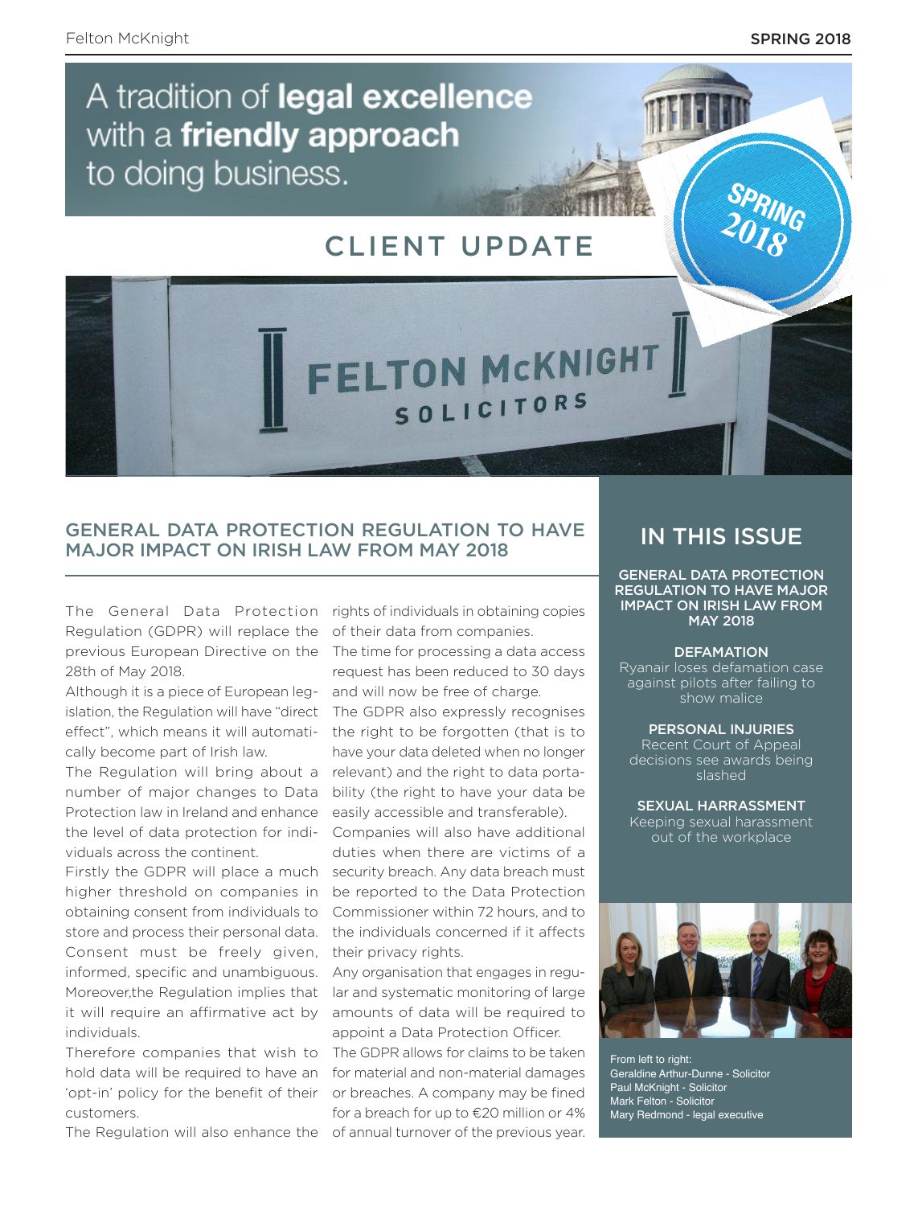A tradition of **legal excellence** with a **friendly approach** to doing business.

# CLIENT UPDATE

SPRING 2018

## GENERAL DATA PROTECTION REGULATION TO HAVE MAJOR IMPACT ON IRISH LAW FROM MAY 2018

The General Data Protection Regulation (GDPR) will replace the previous European Directive on the 28th of May 2018.

Although it is a piece of European legislation, the Regulation will have "direct effect", which means it will automatically become part of Irish law.

The Regulation will bring about a number of major changes to Data Protection law in Ireland and enhance the level of data protection for individuals across the continent.

Firstly the GDPR will place a much higher threshold on companies in obtaining consent from individuals to store and process their personal data. Consent must be freely given, informed, specific and unambiguous. Moreover,the Regulation implies that it will require an affirmative act by individuals.

Therefore companies that wish to hold data will be required to have an 'opt-in' policy for the benefit of their customers.

The Regulation will also enhance the rights of individuals in obtaining copies of their data from companies.

The time for processing a data access request has been reduced to 30 days and will now be free of charge.

The GDPR also expressly recognises the right to be forgotten (that is to have your data deleted when no longer relevant) and the right to data portability (the right to have your data be easily accessible and transferable).

Companies will also have additional duties when there are victims of a security breach. Any data breach must be reported to the Data Protection Commissioner within 72 hours, and to the individuals concerned if it affects their privacy rights.

Any organisation that engages in regular and systematic monitoring of large amounts of data will be required to appoint a Data Protection Officer.

The GDPR allows for claims to be taken for material and non-material damages or breaches. A company may be fined for a breach for up to €20 million or 4% of annual turnover of the previous year.

## IN THIS ISSUE

**GENERAL DATA PROTECTION REGULATION TO HAVE MAJOR IMPACT ON IRISH LAW FROM MAY 2018**

**DEFAMATION**
Ryanair loses defamation case against pilots after failing to show malice

**PERSONAL INJURIES**
Recent Court of Appeal decisions see awards being slashed

**SEXUAL HARRASSMENT**
Keeping sexual harassment out of the workplace

From left to right:
Geraldine Arthur-Dunne - Solicitor
Paul McKnight - Solicitor
Mark Felton - Solicitor
Mary Redmond - legal executive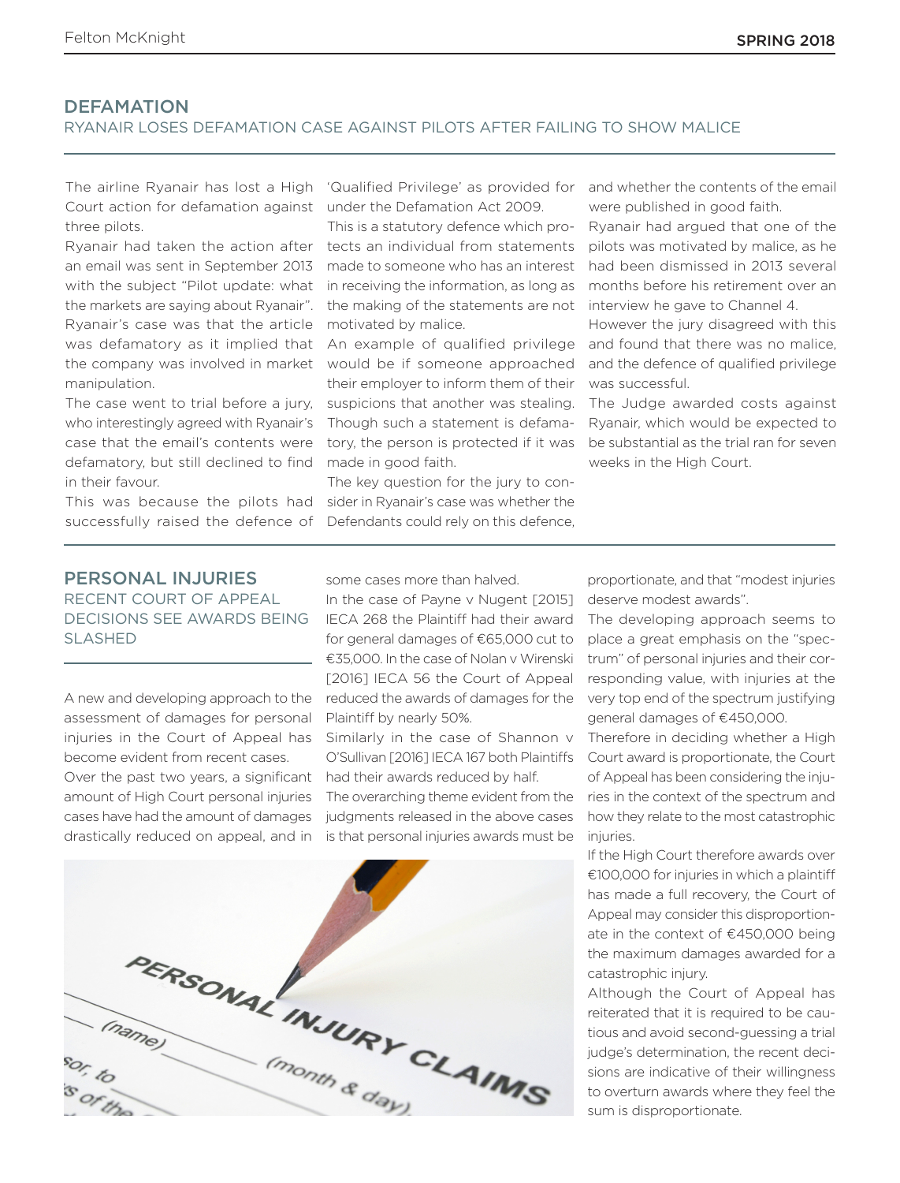## DEFAMATION

### RYANAIR LOSES DEFAMATION CASE AGAINST PILOTS AFTER FAILING TO SHOW MALICE

The airline Ryanair has lost a High Court action for defamation against three pilots.

Ryanair had taken the action after an email was sent in September 2013 with the subject "Pilot update: what the markets are saying about Ryanair". Ryanair's case was that the article was defamatory as it implied that the company was involved in market manipulation.

The case went to trial before a jury, who interestingly agreed with Ryanair's case that the email's contents were defamatory, but still declined to find in their favour.

This was because the pilots had successfully raised the defence of 'Qualified Privilege' as provided for under the Defamation Act 2009.

This is a statutory defence which protects an individual from statements made to someone who has an interest in receiving the information, as long as the making of the statements are not motivated by malice.

An example of qualified privilege would be if someone approached their employer to inform them of their suspicions that another was stealing. Though such a statement is defamatory, the person is protected if it was made in good faith.

The key question for the jury to consider in Ryanair's case was whether the Defendants could rely on this defence, and whether the contents of the email were published in good faith.

Ryanair had argued that one of the pilots was motivated by malice, as he had been dismissed in 2013 several months before his retirement over an interview he gave to Channel 4.

However the jury disagreed with this and found that there was no malice, and the defence of qualified privilege was successful.

The Judge awarded costs against Ryanair, which would be expected to be substantial as the trial ran for seven weeks in the High Court.

## PERSONAL INJURIES

### RECENT COURT OF APPEAL DECISIONS SEE AWARDS BEING SLASHED

A new and developing approach to the assessment of damages for personal injuries in the Court of Appeal has become evident from recent cases.

Over the past two years, a significant amount of High Court personal injuries cases have had the amount of damages drastically reduced on appeal, and in some cases more than halved.

In the case of Payne v Nugent [2015] IECA 268 the Plaintiff had their award for general damages of €65,000 cut to €35,000. In the case of Nolan v Wirenski [2016] IECA 56 the Court of Appeal reduced the awards of damages for the Plaintiff by nearly 50%.

Similarly in the case of Shannon v O'Sullivan [2016] IECA 167 both Plaintiffs had their awards reduced by half.

The overarching theme evident from the judgments released in the above cases is that personal injuries awards must be proportionate, and that "modest injuries deserve modest awards".

The developing approach seems to place a great emphasis on the "spectrum" of personal injuries and their corresponding value, with injuries at the very top end of the spectrum justifying general damages of €450,000.

Therefore in deciding whether a High Court award is proportionate, the Court of Appeal has been considering the injuries in the context of the spectrum and how they relate to the most catastrophic injuries.

If the High Court therefore awards over €100,000 for injuries in which a plaintiff has made a full recovery, the Court of Appeal may consider this disproportionate in the context of €450,000 being the maximum damages awarded for a catastrophic injury.

Although the Court of Appeal has reiterated that it is required to be cautious and avoid second-guessing a trial judge's determination, the recent decisions are indicative of their willingness to overturn awards where they feel the sum is disproportionate.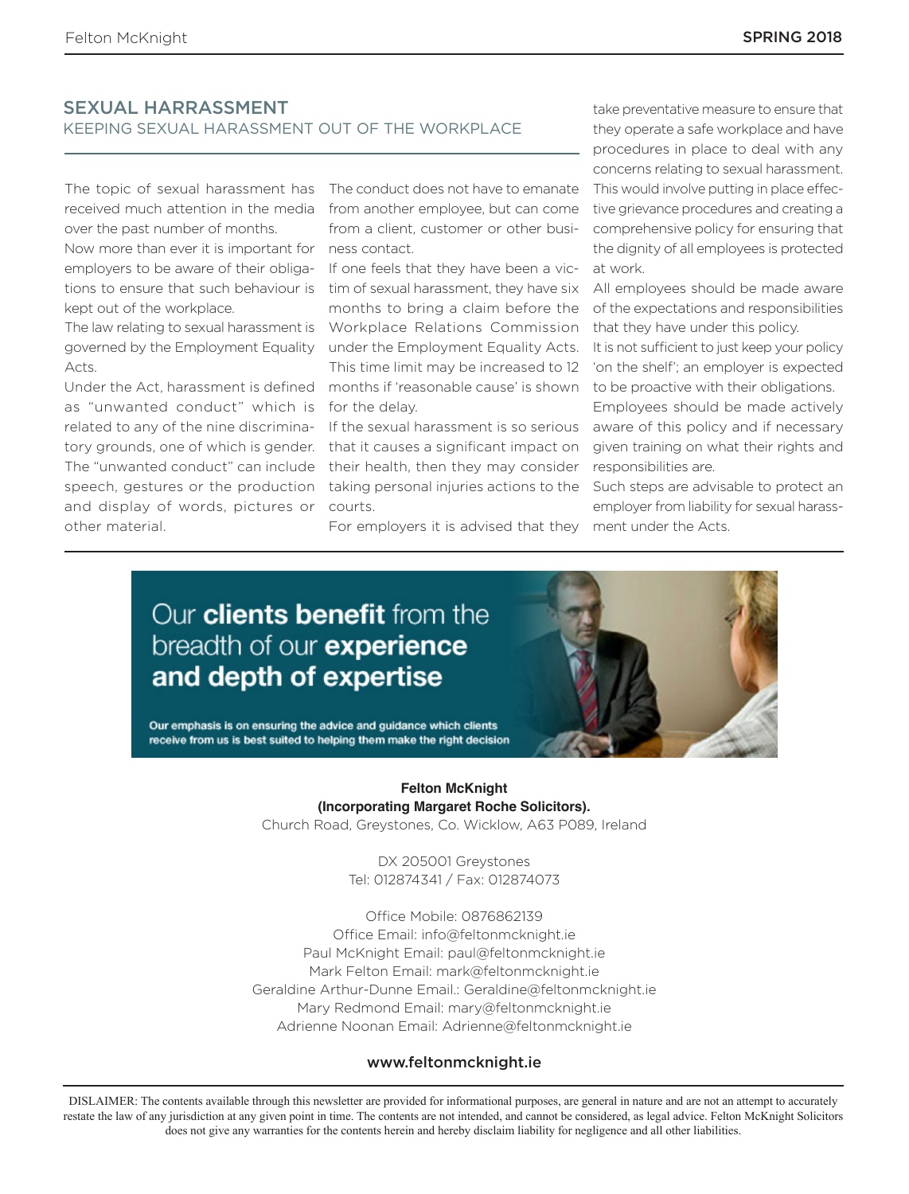## SEXUAL HARRASSMENT

KEEPING SEXUAL HARASSMENT OUT OF THE WORKPLACE

The topic of sexual harassment has received much attention in the media over the past number of months.

Now more than ever it is important for employers to be aware of their obligations to ensure that such behaviour is kept out of the workplace.

The law relating to sexual harassment is governed by the Employment Equality Acts.

Under the Act, harassment is defined as "unwanted conduct" which is related to any of the nine discriminatory grounds, one of which is gender. The "unwanted conduct" can include speech, gestures or the production and display of words, pictures or other material.

The conduct does not have to emanate from another employee, but can come from a client, customer or other business contact.

If one feels that they have been a victim of sexual harassment, they have six months to bring a claim before the Workplace Relations Commission under the Employment Equality Acts. This time limit may be increased to 12 months if 'reasonable cause' is shown for the delay.

If the sexual harassment is so serious that it causes a significant impact on their health, then they may consider taking personal injuries actions to the courts.

For employers it is advised that they take preventative measure to ensure that they operate a safe workplace and have procedures in place to deal with any concerns relating to sexual harassment. This would involve putting in place effective grievance procedures and creating a comprehensive policy for ensuring that the dignity of all employees is protected at work.

All employees should be made aware of the expectations and responsibilities that they have under this policy.

It is not sufficient to just keep your policy 'on the shelf'; an employer is expected to be proactive with their obligations.

Employees should be made actively aware of this policy and if necessary given training on what their rights and responsibilities are.

Such steps are advisable to protect an employer from liability for sexual harassment under the Acts.

Our **clients benefit** from the breadth of our **experience and depth of expertise**

**Our emphasis is on ensuring the advice and guidance which clients receive from us is best suited to helping them make the right decision**

**Felton McKnight**
**(Incorporating Margaret Roche Solicitors).**
Church Road, Greystones, Co. Wicklow, A63 P089, Ireland

DX 205001 Greystones
Tel: 012874341 / Fax: 012874073

Office Mobile: 0876862139
Office Email: info@feltonmcknight.ie
Paul McKnight Email: paul@feltonmcknight.ie
Mark Felton Email: mark@feltonmcknight.ie
Geraldine Arthur-Dunne Email.: Geraldine@feltonmcknight.ie
Mary Redmond Email: mary@feltonmcknight.ie
Adrienne Noonan Email: Adrienne@feltonmcknight.ie

www.feltonmcknight.ie

DISLAIMER: The contents available through this newsletter are provided for informational purposes, are general in nature and are not an attempt to accurately restate the law of any jurisdiction at any given point in time. The contents are not intended, and cannot be considered, as legal advice. Felton McKnight Solicitors does not give any warranties for the contents herein and hereby disclaim liability for negligence and all other liabilities.